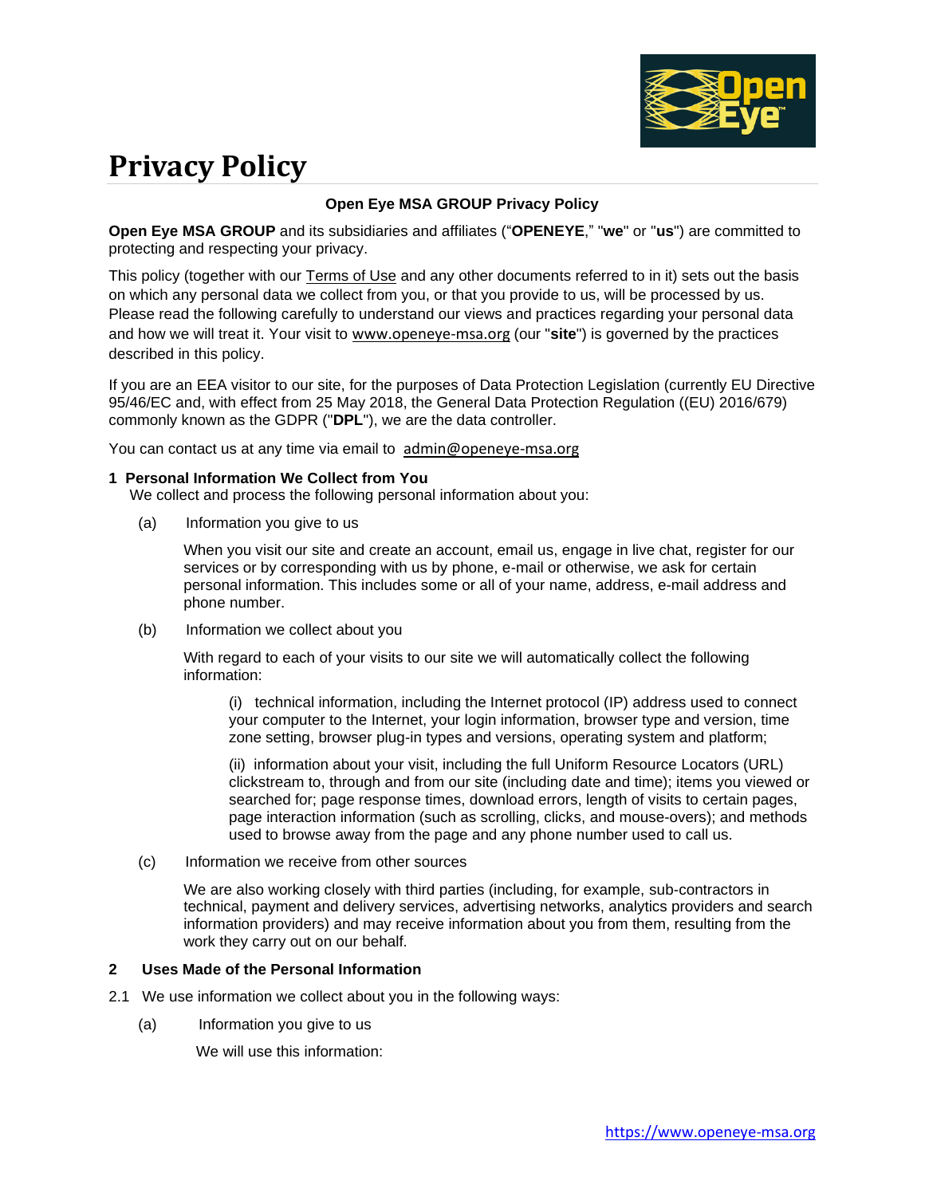# Privacy Policy

**Open Eye MSA GROUP Privacy Policy**

**Open Eye MSA GROUP** and its subsidiaries and affiliates ("**OPENEYE**," "**we**" or "**us**") are committed to protecting and respecting your privacy.

This policy (together with our Terms of Use and any other documents referred to in it) sets out the basis on which any personal data we collect from you, or that you provide to us, will be processed by us. Please read the following carefully to understand our views and practices regarding your personal data and how we will treat it. Your visit to www.openeye-msa.org (our "**site**") is governed by the practices described in this policy.

If you are an EEA visitor to our site, for the purposes of Data Protection Legislation (currently EU Directive 95/46/EC and, with effect from 25 May 2018, the General Data Protection Regulation ((EU) 2016/679) commonly known as the GDPR ("**DPL**"), we are the data controller.

You can contact us at any time via email to admin@openeye-msa.org

## 1 Personal Information We Collect from You

We collect and process the following personal information about you:

(a) Information you give to us

When you visit our site and create an account, email us, engage in live chat, register for our services or by corresponding with us by phone, e-mail or otherwise, we ask for certain personal information. This includes some or all of your name, address, e-mail address and phone number.

(b) Information we collect about you

With regard to each of your visits to our site we will automatically collect the following information:

(i) technical information, including the Internet protocol (IP) address used to connect your computer to the Internet, your login information, browser type and version, time zone setting, browser plug-in types and versions, operating system and platform;

(ii) information about your visit, including the full Uniform Resource Locators (URL) clickstream to, through and from our site (including date and time); items you viewed or searched for; page response times, download errors, length of visits to certain pages, page interaction information (such as scrolling, clicks, and mouse-overs); and methods used to browse away from the page and any phone number used to call us.

(c) Information we receive from other sources

We are also working closely with third parties (including, for example, sub-contractors in technical, payment and delivery services, advertising networks, analytics providers and search information providers) and may receive information about you from them, resulting from the work they carry out on our behalf.

## 2 Uses Made of the Personal Information

2.1 We use information we collect about you in the following ways:

(a) Information you give to us

We will use this information: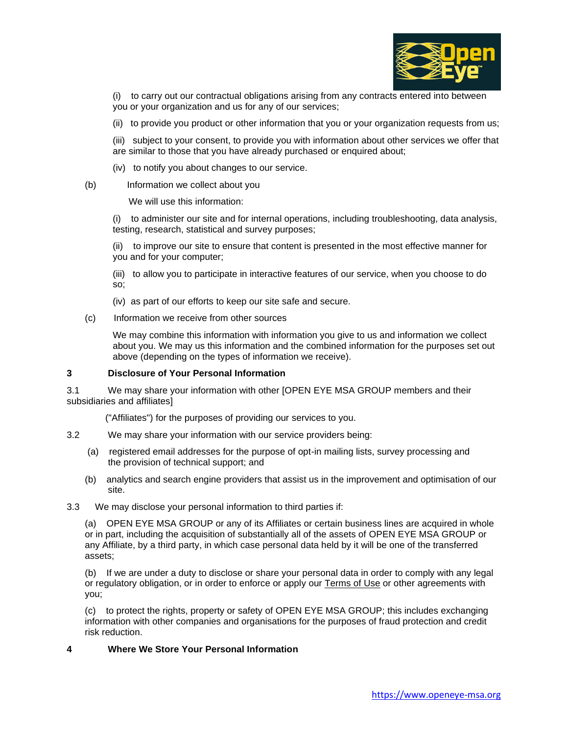(i) to carry out our contractual obligations arising from any contracts entered into between you or your organization and us for any of our services;

(ii) to provide you product or other information that you or your organization requests from us;

(iii) subject to your consent, to provide you with information about other services we offer that are similar to those that you have already purchased or enquired about;

(iv) to notify you about changes to our service.

(b) Information we collect about you

We will use this information:

(i) to administer our site and for internal operations, including troubleshooting, data analysis, testing, research, statistical and survey purposes;

(ii) to improve our site to ensure that content is presented in the most effective manner for you and for your computer;

(iii) to allow you to participate in interactive features of our service, when you choose to do so;

(iv) as part of our efforts to keep our site safe and secure.

(c) Information we receive from other sources

We may combine this information with information you give to us and information we collect about you. We may us this information and the combined information for the purposes set out above (depending on the types of information we receive).

**3 Disclosure of Your Personal Information**

3.1 We may share your information with other [OPEN EYE MSA GROUP members and their subsidiaries and affiliates]

("Affiliates") for the purposes of providing our services to you.

3.2 We may share your information with our service providers being:

(a) registered email addresses for the purpose of opt-in mailing lists, survey processing and the provision of technical support; and

(b) analytics and search engine providers that assist us in the improvement and optimisation of our site.

3.3 We may disclose your personal information to third parties if:

(a) OPEN EYE MSA GROUP or any of its Affiliates or certain business lines are acquired in whole or in part, including the acquisition of substantially all of the assets of OPEN EYE MSA GROUP or any Affiliate, by a third party, in which case personal data held by it will be one of the transferred assets;

(b) If we are under a duty to disclose or share your personal data in order to comply with any legal or regulatory obligation, or in order to enforce or apply our Terms of Use or other agreements with you;

(c) to protect the rights, property or safety of OPEN EYE MSA GROUP; this includes exchanging information with other companies and organisations for the purposes of fraud protection and credit risk reduction.

**4 Where We Store Your Personal Information**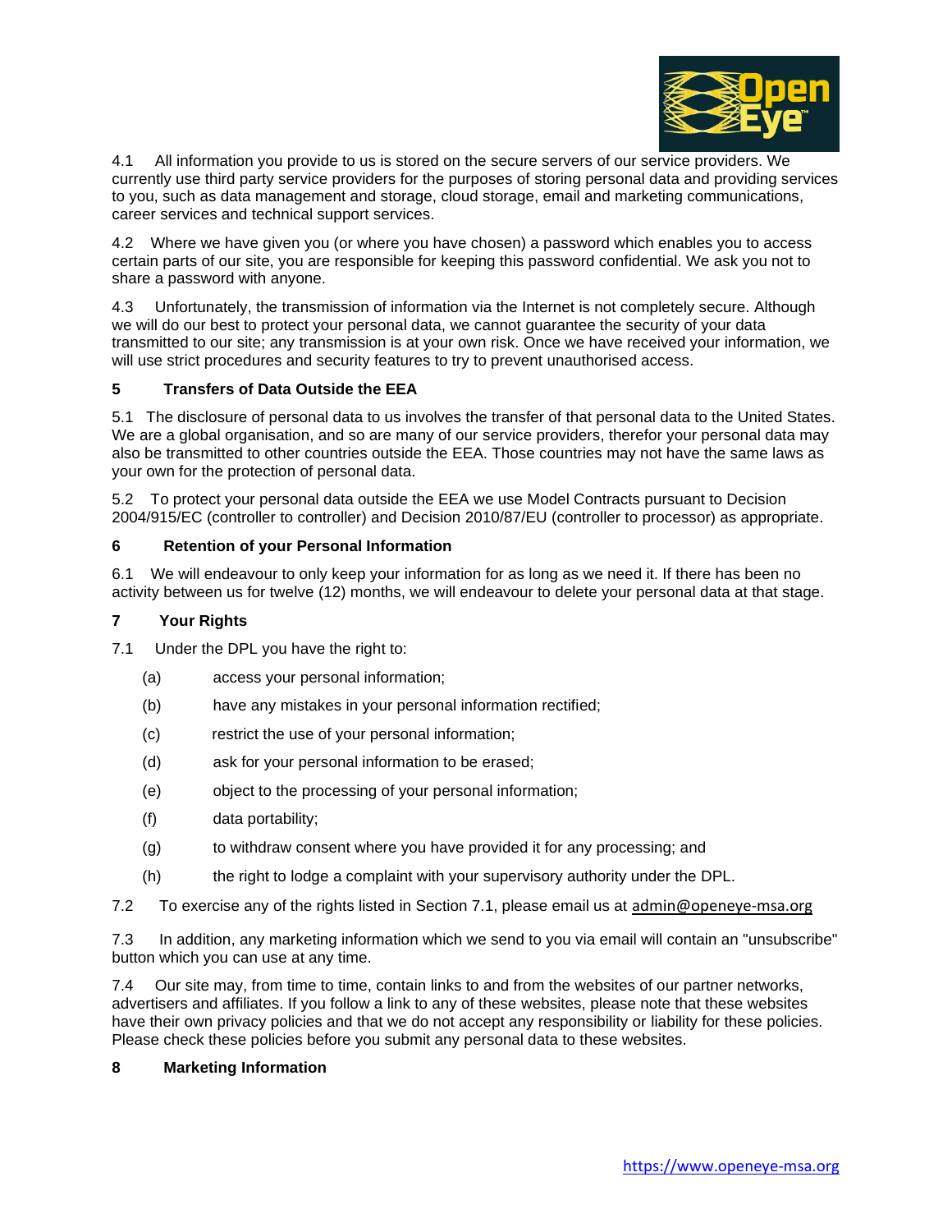4.1 All information you provide to us is stored on the secure servers of our service providers. We currently use third party service providers for the purposes of storing personal data and providing services to you, such as data management and storage, cloud storage, email and marketing communications, career services and technical support services.

4.2 Where we have given you (or where you have chosen) a password which enables you to access certain parts of our site, you are responsible for keeping this password confidential. We ask you not to share a password with anyone.

4.3 Unfortunately, the transmission of information via the Internet is not completely secure. Although we will do our best to protect your personal data, we cannot guarantee the security of your data transmitted to our site; any transmission is at your own risk. Once we have received your information, we will use strict procedures and security features to try to prevent unauthorised access.

## 5 Transfers of Data Outside the EEA

5.1 The disclosure of personal data to us involves the transfer of that personal data to the United States. We are a global organisation, and so are many of our service providers, therefor your personal data may also be transmitted to other countries outside the EEA. Those countries may not have the same laws as your own for the protection of personal data.

5.2 To protect your personal data outside the EEA we use Model Contracts pursuant to Decision 2004/915/EC (controller to controller) and Decision 2010/87/EU (controller to processor) as appropriate.

## 6 Retention of your Personal Information

6.1 We will endeavour to only keep your information for as long as we need it. If there has been no activity between us for twelve (12) months, we will endeavour to delete your personal data at that stage.

## 7 Your Rights

7.1 Under the DPL you have the right to:

- (a) access your personal information;
- (b) have any mistakes in your personal information rectified;
- (c) restrict the use of your personal information;
- (d) ask for your personal information to be erased;
- (e) object to the processing of your personal information;
- (f) data portability;
- (g) to withdraw consent where you have provided it for any processing; and
- (h) the right to lodge a complaint with your supervisory authority under the DPL.

7.2 To exercise any of the rights listed in Section 7.1, please email us at admin@openeye-msa.org

7.3 In addition, any marketing information which we send to you via email will contain an "unsubscribe" button which you can use at any time.

7.4 Our site may, from time to time, contain links to and from the websites of our partner networks, advertisers and affiliates. If you follow a link to any of these websites, please note that these websites have their own privacy policies and that we do not accept any responsibility or liability for these policies. Please check these policies before you submit any personal data to these websites.

## 8 Marketing Information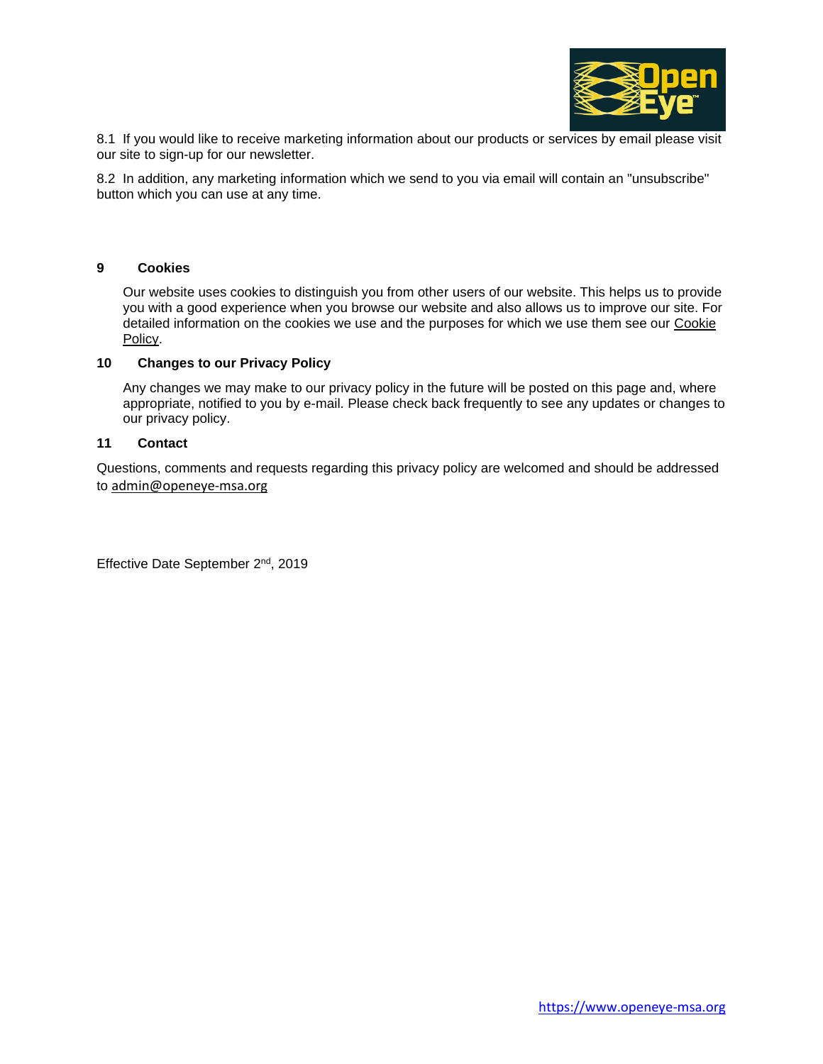8.1 If you would like to receive marketing information about our products or services by email please visit our site to sign-up for our newsletter.

8.2 In addition, any marketing information which we send to you via email will contain an "unsubscribe" button which you can use at any time.

## 9 Cookies

Our website uses cookies to distinguish you from other users of our website. This helps us to provide you with a good experience when you browse our website and also allows us to improve our site. For detailed information on the cookies we use and the purposes for which we use them see our Cookie Policy.

## 10 Changes to our Privacy Policy

Any changes we may make to our privacy policy in the future will be posted on this page and, where appropriate, notified to you by e-mail. Please check back frequently to see any updates or changes to our privacy policy.

## 11 Contact

Questions, comments and requests regarding this privacy policy are welcomed and should be addressed to admin@openeye-msa.org

Effective Date September 2nd, 2019